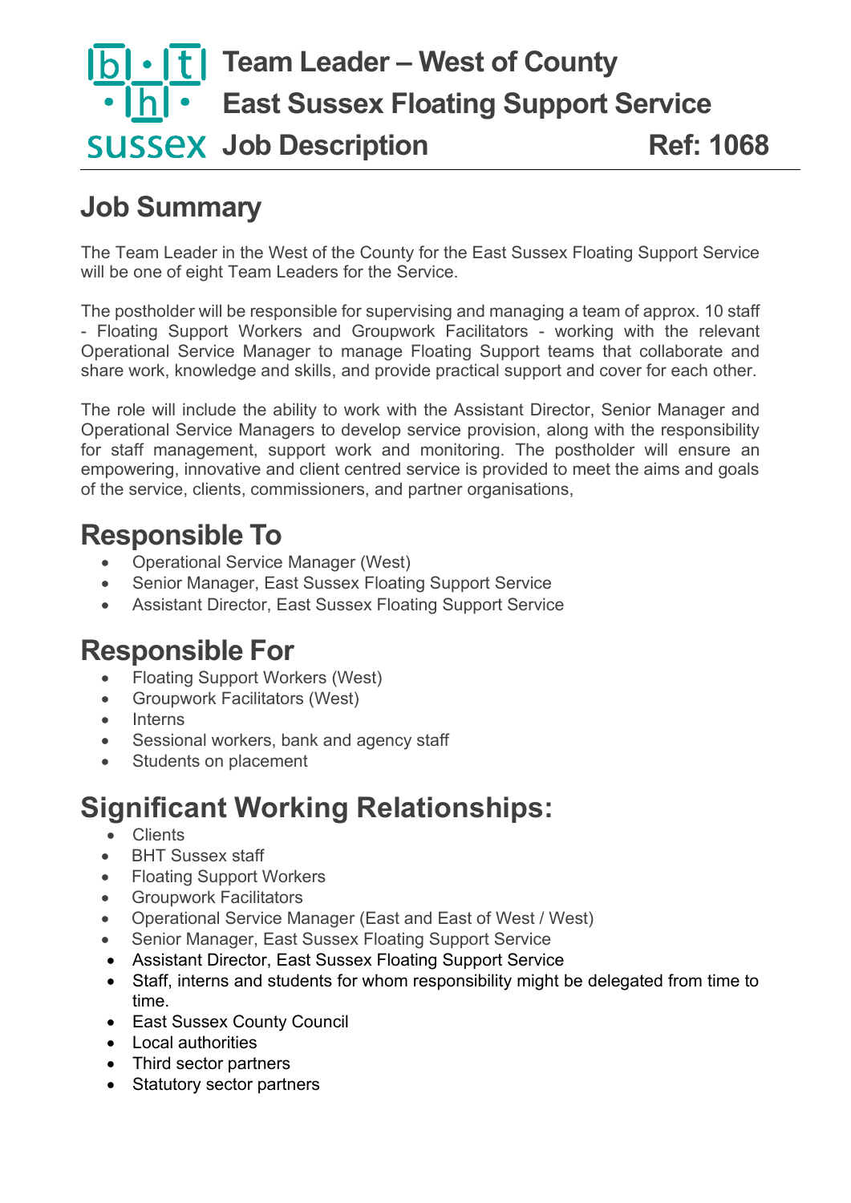# Team Leader – West of County
# East Sussex Floating Support Service
# Job Description Ref: 1068

## Job Summary

The Team Leader in the West of the County for the East Sussex Floating Support Service will be one of eight Team Leaders for the Service.

The postholder will be responsible for supervising and managing a team of approx. 10 staff - Floating Support Workers and Groupwork Facilitators - working with the relevant Operational Service Manager to manage Floating Support teams that collaborate and share work, knowledge and skills, and provide practical support and cover for each other.

The role will include the ability to work with the Assistant Director, Senior Manager and Operational Service Managers to develop service provision, along with the responsibility for staff management, support work and monitoring. The postholder will ensure an empowering, innovative and client centred service is provided to meet the aims and goals of the service, clients, commissioners, and partner organisations,

## Responsible To

- Operational Service Manager (West)
- Senior Manager, East Sussex Floating Support Service
- Assistant Director, East Sussex Floating Support Service

## Responsible For

- Floating Support Workers (West)
- Groupwork Facilitators (West)
- Interns
- Sessional workers, bank and agency staff
- Students on placement

## Significant Working Relationships:

- Clients
- BHT Sussex staff
- Floating Support Workers
- Groupwork Facilitators
- Operational Service Manager (East and East of West / West)
- Senior Manager, East Sussex Floating Support Service
- Assistant Director, East Sussex Floating Support Service
- Staff, interns and students for whom responsibility might be delegated from time to time.
- East Sussex County Council
- Local authorities
- Third sector partners
- Statutory sector partners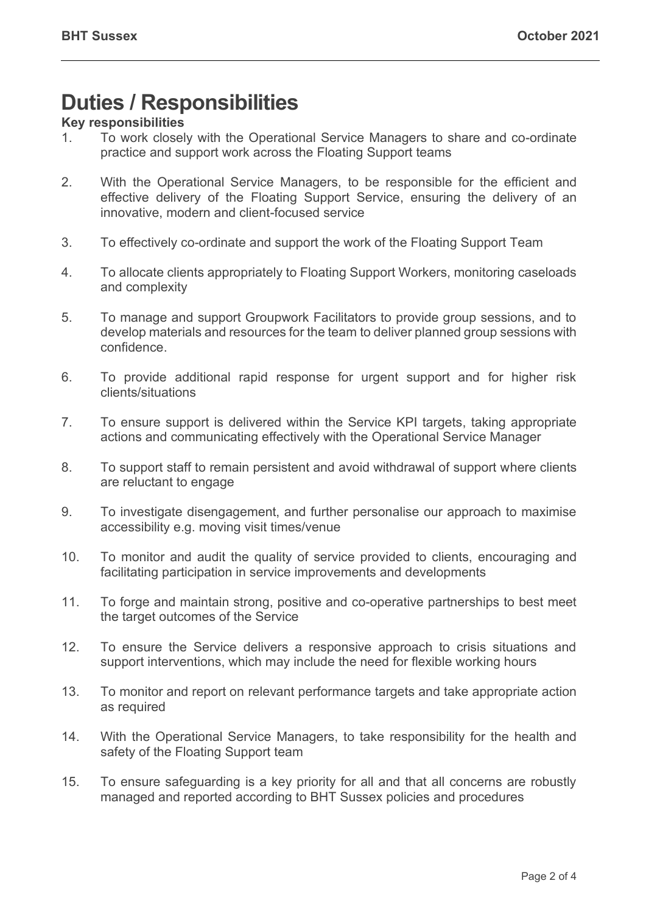# Duties / Responsibilities

**Key responsibilities**

1. To work closely with the Operational Service Managers to share and co-ordinate practice and support work across the Floating Support teams

2. With the Operational Service Managers, to be responsible for the efficient and effective delivery of the Floating Support Service, ensuring the delivery of an innovative, modern and client-focused service

3. To effectively co-ordinate and support the work of the Floating Support Team

4. To allocate clients appropriately to Floating Support Workers, monitoring caseloads and complexity

5. To manage and support Groupwork Facilitators to provide group sessions, and to develop materials and resources for the team to deliver planned group sessions with confidence.

6. To provide additional rapid response for urgent support and for higher risk clients/situations

7. To ensure support is delivered within the Service KPI targets, taking appropriate actions and communicating effectively with the Operational Service Manager

8. To support staff to remain persistent and avoid withdrawal of support where clients are reluctant to engage

9. To investigate disengagement, and further personalise our approach to maximise accessibility e.g. moving visit times/venue

10. To monitor and audit the quality of service provided to clients, encouraging and facilitating participation in service improvements and developments

11. To forge and maintain strong, positive and co-operative partnerships to best meet the target outcomes of the Service

12. To ensure the Service delivers a responsive approach to crisis situations and support interventions, which may include the need for flexible working hours

13. To monitor and report on relevant performance targets and take appropriate action as required

14. With the Operational Service Managers, to take responsibility for the health and safety of the Floating Support team

15. To ensure safeguarding is a key priority for all and that all concerns are robustly managed and reported according to BHT Sussex policies and procedures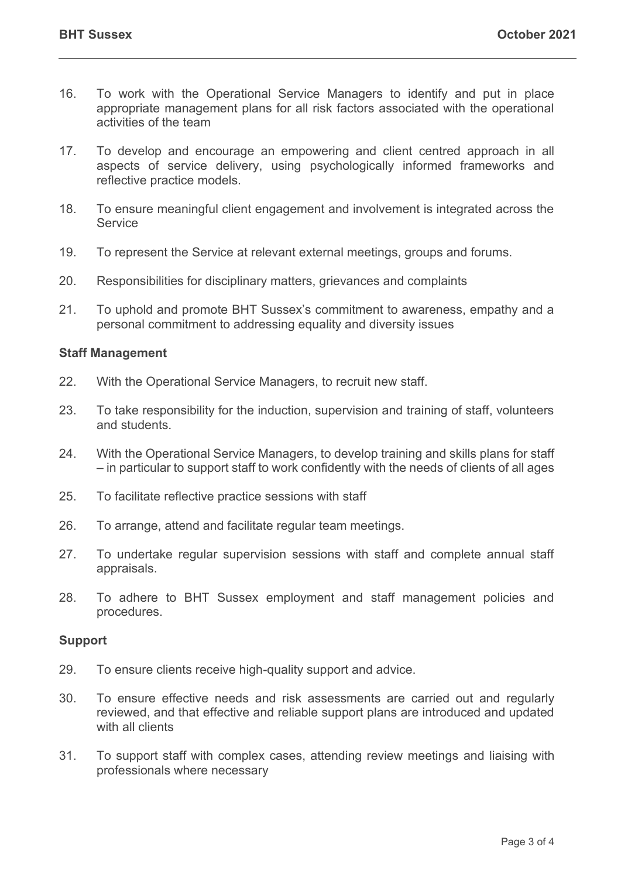16. To work with the Operational Service Managers to identify and put in place appropriate management plans for all risk factors associated with the operational activities of the team

17. To develop and encourage an empowering and client centred approach in all aspects of service delivery, using psychologically informed frameworks and reflective practice models.

18. To ensure meaningful client engagement and involvement is integrated across the Service

19. To represent the Service at relevant external meetings, groups and forums.

20. Responsibilities for disciplinary matters, grievances and complaints

21. To uphold and promote BHT Sussex's commitment to awareness, empathy and a personal commitment to addressing equality and diversity issues

**Staff Management**

22. With the Operational Service Managers, to recruit new staff.

23. To take responsibility for the induction, supervision and training of staff, volunteers and students.

24. With the Operational Service Managers, to develop training and skills plans for staff – in particular to support staff to work confidently with the needs of clients of all ages

25. To facilitate reflective practice sessions with staff

26. To arrange, attend and facilitate regular team meetings.

27. To undertake regular supervision sessions with staff and complete annual staff appraisals.

28. To adhere to BHT Sussex employment and staff management policies and procedures.

**Support**

29. To ensure clients receive high-quality support and advice.

30. To ensure effective needs and risk assessments are carried out and regularly reviewed, and that effective and reliable support plans are introduced and updated with all clients

31. To support staff with complex cases, attending review meetings and liaising with professionals where necessary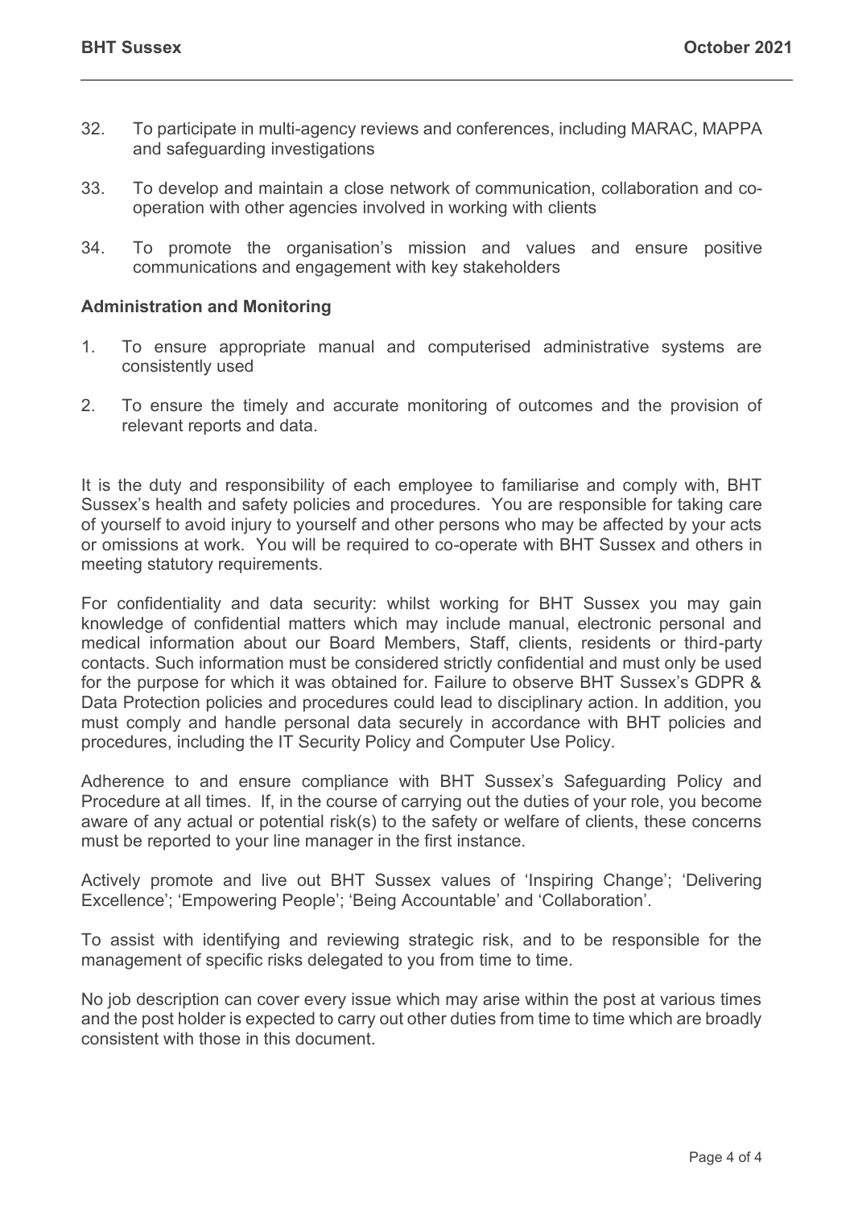32. To participate in multi-agency reviews and conferences, including MARAC, MAPPA and safeguarding investigations

33. To develop and maintain a close network of communication, collaboration and co-operation with other agencies involved in working with clients

34. To promote the organisation's mission and values and ensure positive communications and engagement with key stakeholders

**Administration and Monitoring**

1. To ensure appropriate manual and computerised administrative systems are consistently used

2. To ensure the timely and accurate monitoring of outcomes and the provision of relevant reports and data.

It is the duty and responsibility of each employee to familiarise and comply with, BHT Sussex's health and safety policies and procedures. You are responsible for taking care of yourself to avoid injury to yourself and other persons who may be affected by your acts or omissions at work. You will be required to co-operate with BHT Sussex and others in meeting statutory requirements.

For confidentiality and data security: whilst working for BHT Sussex you may gain knowledge of confidential matters which may include manual, electronic personal and medical information about our Board Members, Staff, clients, residents or third-party contacts. Such information must be considered strictly confidential and must only be used for the purpose for which it was obtained for. Failure to observe BHT Sussex's GDPR & Data Protection policies and procedures could lead to disciplinary action. In addition, you must comply and handle personal data securely in accordance with BHT policies and procedures, including the IT Security Policy and Computer Use Policy.

Adherence to and ensure compliance with BHT Sussex's Safeguarding Policy and Procedure at all times. If, in the course of carrying out the duties of your role, you become aware of any actual or potential risk(s) to the safety or welfare of clients, these concerns must be reported to your line manager in the first instance.

Actively promote and live out BHT Sussex values of 'Inspiring Change'; 'Delivering Excellence'; 'Empowering People'; 'Being Accountable' and 'Collaboration'.

To assist with identifying and reviewing strategic risk, and to be responsible for the management of specific risks delegated to you from time to time.

No job description can cover every issue which may arise within the post at various times and the post holder is expected to carry out other duties from time to time which are broadly consistent with those in this document.